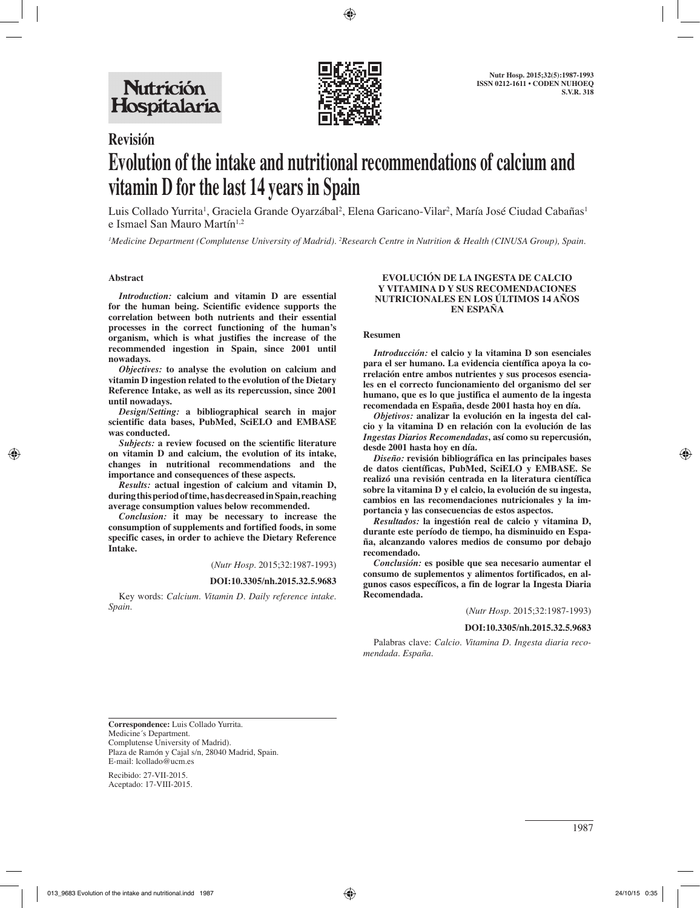## Revisión

# Evolution of the intake and nutritional recommendations of calcium and vitamin D for the last 14 years in Spain

Luis Collado Yurrita[1], Graciela Grande Oyarzábal[2], Elena Garicano-Vilar[2], María José Ciudad Cabañas[1] e Ismael San Mauro Martín[1,2]

[1]Medicine Department (Complutense University of Madrid). [2]Research Centre in Nutrition & Health (CINUSA Group), Spain.

### Abstract

***Introduction:*** **calcium and vitamin D are essential for the human being. Scientific evidence supports the correlation between both nutrients and their essential processes in the correct functioning of the human's organism, which is what justifies the increase of the recommended ingestion in Spain, since 2001 until nowadays.**

***Objectives:*** **to analyse the evolution on calcium and vitamin D ingestion related to the evolution of the Dietary Reference Intake, as well as its repercussion, since 2001 until nowadays.**

***Design/Setting:*** **a bibliographical search in major scientific data bases, PubMed, SciELO and EMBASE was conducted.**

***Subjects:*** **a review focused on the scientific literature on vitamin D and calcium, the evolution of its intake, changes in nutritional recommendations and the importance and consequences of these aspects.**

***Results:*** **actual ingestion of calcium and vitamin D, during this period of time, has decreased in Spain, reaching average consumption values below recommended.**

***Conclusion:*** **it may be necessary to increase the consumption of supplements and fortified foods, in some specific cases, in order to achieve the Dietary Reference Intake.**

(*Nutr Hosp*. 2015;32:1987-1993)

**DOI:10.3305/nh.2015.32.5.9683**

Key words: *Calcium. Vitamin D. Daily reference intake. Spain.*

### EVOLUCIÓN DE LA INGESTA DE CALCIO Y VITAMINA D Y SUS RECOMENDACIONES NUTRICIONALES EN LOS ÚLTIMOS 14 AÑOS EN ESPAÑA

### Resumen

***Introducción:*** **el calcio y la vitamina D son esenciales para el ser humano. La evidencia científica apoya la correlación entre ambos nutrientes y sus procesos esenciales en el correcto funcionamiento del organismo del ser humano, que es lo que justifica el aumento de la ingesta recomendada en España, desde 2001 hasta hoy en día.**

***Objetivos:*** **analizar la evolución en la ingesta del calcio y la vitamina D en relación con la evolución de las *Ingestas Diarios Recomendadas*, así como su repercusión, desde 2001 hasta hoy en día.**

***Diseño:*** **revisión bibliográfica en las principales bases de datos científicas, PubMed, SciELO y EMBASE. Se realizó una revisión centrada en la literatura científica sobre la vitamina D y el calcio, la evolución de su ingesta, cambios en las recomendaciones nutricionales y la importancia y las consecuencias de estos aspectos.**

***Resultados:*** **la ingestión real de calcio y vitamina D, durante este período de tiempo, ha disminuido en España, alcanzando valores medios de consumo por debajo recomendado.**

***Conclusión:*** **es posible que sea necesario aumentar el consumo de suplementos y alimentos fortificados, en algunos casos específicos, a fin de lograr la Ingesta Diaria Recomendada.**

(*Nutr Hosp*. 2015;32:1987-1993)

**DOI:10.3305/nh.2015.32.5.9683**

Palabras clave: *Calcio. Vitamina D. Ingesta diaria recomendada. España.*

---

**Correspondence:** Luis Collado Yurrita.
Medicine´s Department.
Complutense University of Madrid).
Plaza de Ramón y Cajal s/n, 28040 Madrid, Spain.
E-mail: lcollado@ucm.es

Recibido: 27-VII-2015.
Aceptado: 17-VIII-2015.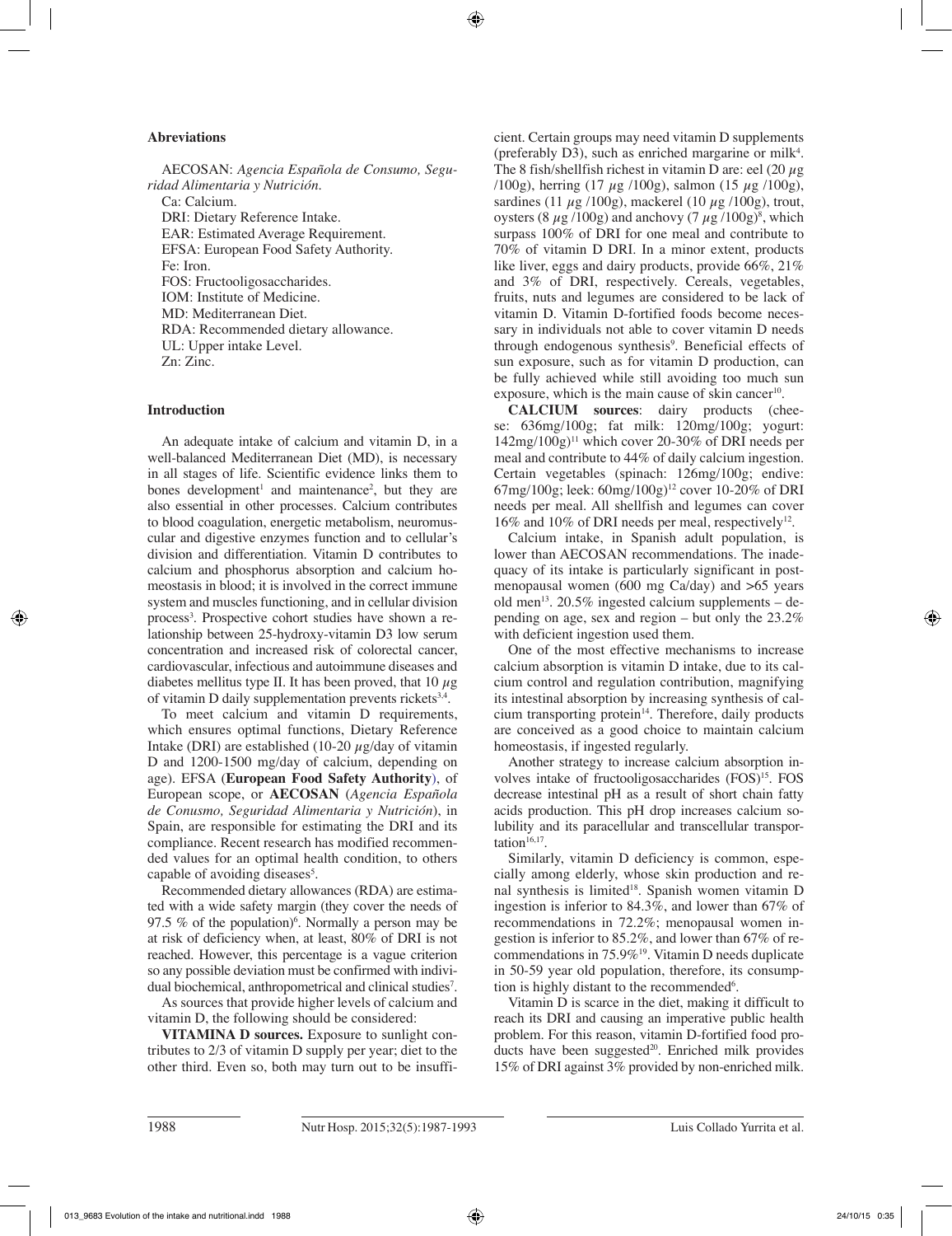## Abreviations

AECOSAN: *Agencia Española de Consumo, Seguridad Alimentaria y Nutrición.*
Ca: Calcium.
DRI: Dietary Reference Intake.
EAR: Estimated Average Requirement.
EFSA: European Food Safety Authority.
Fe: Iron.
FOS: Fructooligosaccharides.
IOM: Institute of Medicine.
MD: Mediterranean Diet.
RDA: Recommended dietary allowance.
UL: Upper intake Level.
Zn: Zinc.

## Introduction

An adequate intake of calcium and vitamin D, in a well-balanced Mediterranean Diet (MD), is necessary in all stages of life. Scientific evidence links them to bones development[1] and maintenance[2], but they are also essential in other processes. Calcium contributes to blood coagulation, energetic metabolism, neuromuscular and digestive enzymes function and to cellular's division and differentiation. Vitamin D contributes to calcium and phosphorus absorption and calcium homeostasis in blood; it is involved in the correct immune system and muscles functioning, and in cellular division process[3]. Prospective cohort studies have shown a relationship between 25-hydroxy-vitamin D3 low serum concentration and increased risk of colorectal cancer, cardiovascular, infectious and autoimmune diseases and diabetes mellitus type II. It has been proved, that 10 µg of vitamin D daily supplementation prevents rickets[3,4].

To meet calcium and vitamin D requirements, which ensures optimal functions, Dietary Reference Intake (DRI) are established (10-20 µg/day of vitamin D and 1200-1500 mg/day of calcium, depending on age). EFSA (**European Food Safety Authority**), of European scope, or **AECOSAN** (*Agencia Española de Conusmo, Seguridad Alimentaria y Nutrición*), in Spain, are responsible for estimating the DRI and its compliance. Recent research has modified recommended values for an optimal health condition, to others capable of avoiding diseases[5].

Recommended dietary allowances (RDA) are estimated with a wide safety margin (they cover the needs of 97.5 % of the population)[6]. Normally a person may be at risk of deficiency when, at least, 80% of DRI is not reached. However, this percentage is a vague criterion so any possible deviation must be confirmed with individual biochemical, anthropometrical and clinical studies[7].

As sources that provide higher levels of calcium and vitamin D, the following should be considered:

**VITAMINA D sources.** Exposure to sunlight contributes to 2/3 of vitamin D supply per year; diet to the other third. Even so, both may turn out to be insufficient. Certain groups may need vitamin D supplements (preferably D3), such as enriched margarine or milk[4]. The 8 fish/shellfish richest in vitamin D are: eel (20 µg /100g), herring (17 µg /100g), salmon (15 µg /100g), sardines (11 µg /100g), mackerel (10 µg /100g), trout, oysters (8 µg /100g) and anchovy (7 µg /100g)[8], which surpass 100% of DRI for one meal and contribute to 70% of vitamin D DRI. In a minor extent, products like liver, eggs and dairy products, provide 66%, 21% and 3% of DRI, respectively. Cereals, vegetables, fruits, nuts and legumes are considered to be lack of vitamin D. Vitamin D-fortified foods become necessary in individuals not able to cover vitamin D needs through endogenous synthesis[9]. Beneficial effects of sun exposure, such as for vitamin D production, can be fully achieved while still avoiding too much sun exposure, which is the main cause of skin cancer[10].

**CALCIUM sources**: dairy products (cheese: 636mg/100g; fat milk: 120mg/100g; yogurt: 142mg/100g)[11] which cover 20-30% of DRI needs per meal and contribute to 44% of daily calcium ingestion. Certain vegetables (spinach: 126mg/100g; endive: 67mg/100g; leek: 60mg/100g)[12] cover 10-20% of DRI needs per meal. All shellfish and legumes can cover 16% and 10% of DRI needs per meal, respectively[12].

Calcium intake, in Spanish adult population, is lower than AECOSAN recommendations. The inadequacy of its intake is particularly significant in postmenopausal women (600 mg Ca/day) and >65 years old men[13]. 20.5% ingested calcium supplements – depending on age, sex and region – but only the 23.2% with deficient ingestion used them.

One of the most effective mechanisms to increase calcium absorption is vitamin D intake, due to its calcium control and regulation contribution, magnifying its intestinal absorption by increasing synthesis of calcium transporting protein[14]. Therefore, daily products are conceived as a good choice to maintain calcium homeostasis, if ingested regularly.

Another strategy to increase calcium absorption involves intake of fructooligosaccharides (FOS)[15]. FOS decrease intestinal pH as a result of short chain fatty acids production. This pH drop increases calcium solubility and its paracellular and transcellular transportation[16,17].

Similarly, vitamin D deficiency is common, especially among elderly, whose skin production and renal synthesis is limited[18]. Spanish women vitamin D ingestion is inferior to 84.3%, and lower than 67% of recommendations in 72.2%; menopausal women ingestion is inferior to 85.2%, and lower than 67% of recommendations in 75.9%[19]. Vitamin D needs duplicate in 50-59 year old population, therefore, its consumption is highly distant to the recommended[6].

Vitamin D is scarce in the diet, making it difficult to reach its DRI and causing an imperative public health problem. For this reason, vitamin D-fortified food products have been suggested[20]. Enriched milk provides 15% of DRI against 3% provided by non-enriched milk.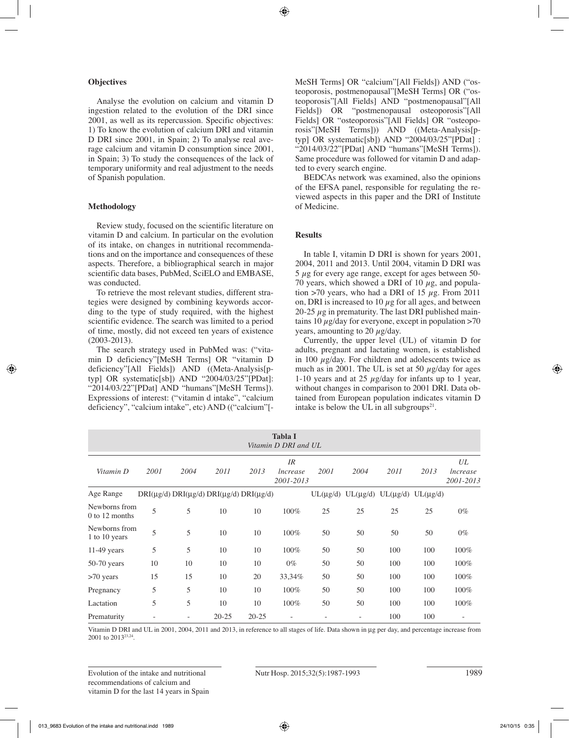### Objectives

Analyse the evolution on calcium and vitamin D ingestion related to the evolution of the DRI since 2001, as well as its repercussion. Specific objectives: 1) To know the evolution of calcium DRI and vitamin D DRI since 2001, in Spain; 2) To analyse real average calcium and vitamin D consumption since 2001, in Spain; 3) To study the consequences of the lack of temporary uniformity and real adjustment to the needs of Spanish population.

### Methodology

Review study, focused on the scientific literature on vitamin D and calcium. In particular on the evolution of its intake, on changes in nutritional recommendations and on the importance and consequences of these aspects. Therefore, a bibliographical search in major scientific data bases, PubMed, SciELO and EMBASE, was conducted.

To retrieve the most relevant studies, different strategies were designed by combining keywords according to the type of study required, with the highest scientific evidence. The search was limited to a period of time, mostly, did not exceed ten years of existence (2003-2013).

The search strategy used in PubMed was: ("vitamin D deficiency"[MeSH Terms] OR "vitamin D deficiency"[All Fields]) AND ((Meta-Analysis[ptyp] OR systematic[sb]) AND "2004/03/25"[PDat]: "2014/03/22"[PDat] AND "humans"[MeSH Terms]). Expressions of interest: ("vitamin d intake", "calcium deficiency", "calcium intake", etc) AND (("calcium"[MeSH Terms] OR "calcium"[All Fields]) AND ("osteoporosis, postmenopausal"[MeSH Terms] OR ("osteoporosis"[All Fields] AND "postmenopausal"[All Fields]) OR "postmenopausal osteoporosis"[All Fields] OR "osteoporosis"[All Fields] OR "osteoporosis"[MeSH Terms])) AND ((Meta-Analysis[ptyp] OR systematic[sb]) AND "2004/03/25"[PDat] : "2014/03/22"[PDat] AND "humans"[MeSH Terms]). Same procedure was followed for vitamin D and adapted to every search engine.

BEDCAs network was examined, also the opinions of the EFSA panel, responsible for regulating the reviewed aspects in this paper and the DRI of Institute of Medicine.

### Results

In table I, vitamin D DRI is shown for years 2001, 2004, 2011 and 2013. Until 2004, vitamin D DRI was 5 $\mu$g for every age range, except for ages between 50-70 years, which showed a DRI of 10 $\mu$g, and population >70 years, who had a DRI of 15 $\mu$g. From 2011 on, DRI is increased to 10 $\mu$g for all ages, and between 20-25 $\mu$g in prematurity. The last DRI published maintains 10 $\mu$g/day for everyone, except in population >70 years, amounting to 20 $\mu$g/day.

Currently, the upper level (UL) of vitamin D for adults, pregnant and lactating women, is established in 100 $\mu$g/day. For children and adolescents twice as much as in 2001. The UL is set at 50 $\mu$g/day for ages 1-10 years and at 25 $\mu$g/day for infants up to 1 year, without changes in comparison to 2001 DRI. Data obtained from European population indicates vitamin D intake is below the UL in all subgroups[21].

**Tabla I**
*Vitamin D DRI and UL*

| *Vitamin D* | *2001* | *2004* | *2011* | *2013* | *IR lncrease 2001-2013* | *2001* | *2004* | *2011* | *2013* | *UL lncrease 2001-2013* |
|---|---|---|---|---|---|---|---|---|---|---|
| Age Range | DRI(µg/d) | DRI(µg/d) | DRI(µg/d) | DRI(µg/d) | | UL(µg/d) | UL(µg/d) | UL(µg/d) | UL(µg/d) | |
| Newborns from 0 to 12 months | 5 | 5 | 10 | 10 | 100% | 25 | 25 | 25 | 25 | 0% |
| Newborns from 1 to 10 years | 5 | 5 | 10 | 10 | 100% | 50 | 50 | 50 | 50 | 0% |
| 11-49 years | 5 | 5 | 10 | 10 | 100% | 50 | 50 | 100 | 100 | 100% |
| 50-70 years | 10 | 10 | 10 | 10 | 0% | 50 | 50 | 100 | 100 | 100% |
| >70 years | 15 | 15 | 10 | 20 | 33,34% | 50 | 50 | 100 | 100 | 100% |
| Pregnancy | 5 | 5 | 10 | 10 | 100% | 50 | 50 | 100 | 100 | 100% |
| Lactation | 5 | 5 | 10 | 10 | 100% | 50 | 50 | 100 | 100 | 100% |
| Prematurity | - | - | 20-25 | 20-25 | - | - | - | 100 | 100 | - |

Vitamin D DRI and UL in 2001, 2004, 2011 and 2013, in reference to all stages of life. Data shown in µg per day, and percentage increase from 2001 to 2013[23,24].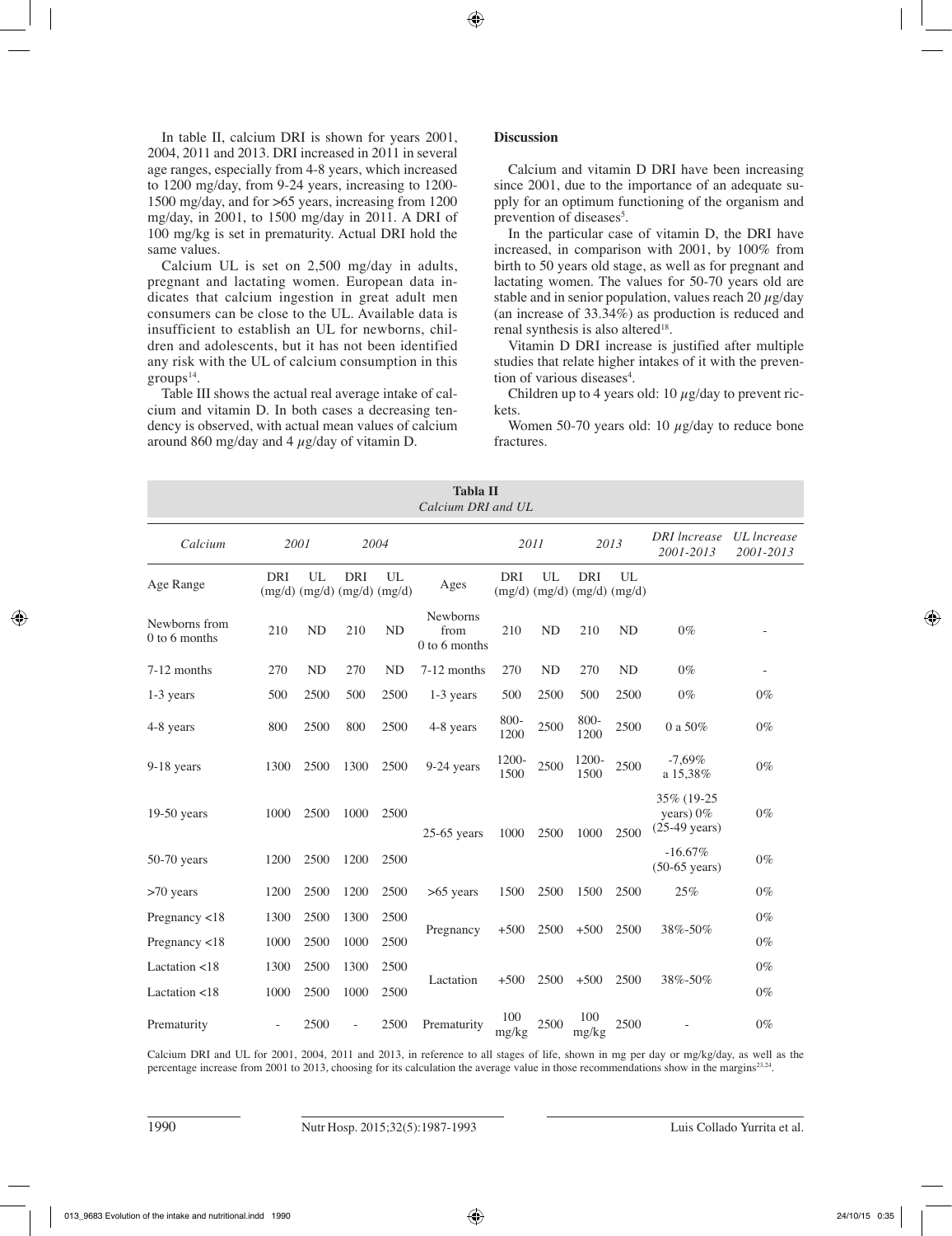In table II, calcium DRI is shown for years 2001, 2004, 2011 and 2013. DRI increased in 2011 in several age ranges, especially from 4-8 years, which increased to 1200 mg/day, from 9-24 years, increasing to 1200-1500 mg/day, and for >65 years, increasing from 1200 mg/day, in 2001, to 1500 mg/day in 2011. A DRI of 100 mg/kg is set in prematurity. Actual DRI hold the same values.

Calcium UL is set on 2,500 mg/day in adults, pregnant and lactating women. European data indicates that calcium ingestion in great adult men consumers can be close to the UL. Available data is insufficient to establish an UL for newborns, children and adolescents, but it has not been identified any risk with the UL of calcium consumption in this groups[14].

Table III shows the actual real average intake of calcium and vitamin D. In both cases a decreasing tendency is observed, with actual mean values of calcium around 860 mg/day and 4 $\mu$g/day of vitamin D.

## Discussion

Calcium and vitamin D DRI have been increasing since 2001, due to the importance of an adequate supply for an optimum functioning of the organism and prevention of diseases[5].

In the particular case of vitamin D, the DRI have increased, in comparison with 2001, by 100% from birth to 50 years old stage, as well as for pregnant and lactating women. The values for 50-70 years old are stable and in senior population, values reach 20 $\mu$g/day (an increase of 33.34%) as production is reduced and renal synthesis is also altered[18].

Vitamin D DRI increase is justified after multiple studies that relate higher intakes of it with the prevention of various diseases[4].

Children up to 4 years old: 10 $\mu$g/day to prevent rickets.

Women 50-70 years old: 10 $\mu$g/day to reduce bone fractures.

**Tabla II**
*Calcium DRI and UL*

| *Calcium* | *2001* | | *2004* | | | *2011* | | *2013* | | *DRI Increase 2001-2013* | *UL Increase 2001-2013* |
|---|---|---|---|---|---|---|---|---|---|---|---|
| Age Range | DRI (mg/d) | UL (mg/d) | DRI (mg/d) | UL (mg/d) | Ages | DRI (mg/d) | UL (mg/d) | DRI (mg/d) | UL (mg/d) | | |
| Newborns from 0 to 6 months | 210 | ND | 210 | ND | Newborns from 0 to 6 months | 210 | ND | 210 | ND | 0% | - |
| 7-12 months | 270 | ND | 270 | ND | 7-12 months | 270 | ND | 270 | ND | 0% | - |
| 1-3 years | 500 | 2500 | 500 | 2500 | 1-3 years | 500 | 2500 | 500 | 2500 | 0% | 0% |
| 4-8 years | 800 | 2500 | 800 | 2500 | 4-8 years | 800-1200 | 2500 | 800-1200 | 2500 | 0 a 50% | 0% |
| 9-18 years | 1300 | 2500 | 1300 | 2500 | 9-24 years | 1200-1500 | 2500 | 1200-1500 | 2500 | -7,69% a 15,38% | 0% |
| 19-50 years | 1000 | 2500 | 1000 | 2500 | 25-65 years | 1000 | 2500 | 1000 | 2500 | 35% (19-25 years) 0% (25-49 years) | 0% |
| 50-70 years | 1200 | 2500 | 1200 | 2500 | | | | | | -16.67% (50-65 years) | 0% |
| >70 years | 1200 | 2500 | 1200 | 2500 | >65 years | 1500 | 2500 | 1500 | 2500 | 25% | 0% |
| Pregnancy <18 | 1300 | 2500 | 1300 | 2500 | Pregnancy | +500 | 2500 | +500 | 2500 | 38%-50% | 0% |
| Pregnancy <18 | 1000 | 2500 | 1000 | 2500 | | | | | | | 0% |
| Lactation <18 | 1300 | 2500 | 1300 | 2500 | Lactation | +500 | 2500 | +500 | 2500 | 38%-50% | 0% |
| Lactation <18 | 1000 | 2500 | 1000 | 2500 | | | | | | | 0% |
| Prematurity | - | 2500 | - | 2500 | Prematurity | 100 mg/kg | 2500 | 100 mg/kg | 2500 | - | 0% |

Calcium DRI and UL for 2001, 2004, 2011 and 2013, in reference to all stages of life, shown in mg per day or mg/kg/day, as well as the percentage increase from 2001 to 2013, choosing for its calculation the average value in those recommendations show in the margins[23,24].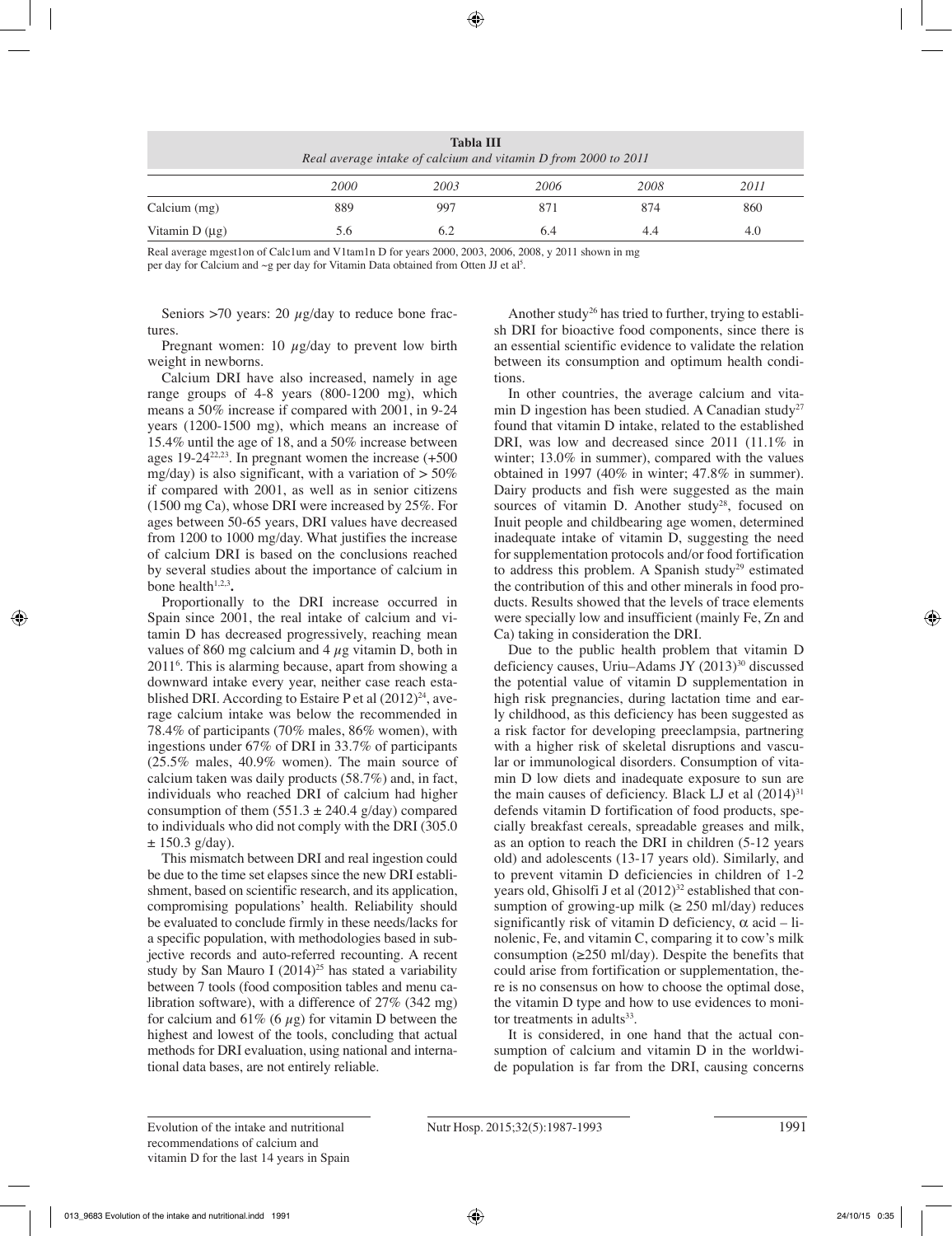**Tabla III**
*Real average intake of calcium and vitamin D from 2000 to 2011*

| | *2000* | *2003* | *2006* | *2008* | *2011* |
|---|---|---|---|---|---|
| Calcium (mg) | 889 | 997 | 871 | 874 | 860 |
| Vitamin D (µg) | 5.6 | 6.2 | 6.4 | 4.4 | 4.0 |

Real average mgest1on of Calc1um and V1tam1n D for years 2000, 2003, 2006, 2008, y 2011 shown in mg per day for Calcium and ~g per day for Vitamin Data obtained from Otten JJ et al[5].

Seniors >70 years: 20 µg/day to reduce bone fractures.

Pregnant women: 10 µg/day to prevent low birth weight in newborns.

Calcium DRI have also increased, namely in age range groups of 4-8 years (800-1200 mg), which means a 50% increase if compared with 2001, in 9-24 years (1200-1500 mg), which means an increase of 15.4% until the age of 18, and a 50% increase between ages 19-24[22,23]. In pregnant women the increase (+500 mg/day) is also significant, with a variation of > 50% if compared with 2001, as well as in senior citizens (1500 mg Ca), whose DRI were increased by 25%. For ages between 50-65 years, DRI values have decreased from 1200 to 1000 mg/day. What justifies the increase of calcium DRI is based on the conclusions reached by several studies about the importance of calcium in bone health[1,2,3].

Proportionally to the DRI increase occurred in Spain since 2001, the real intake of calcium and vitamin D has decreased progressively, reaching mean values of 860 mg calcium and 4 µg vitamin D, both in 2011[6]. This is alarming because, apart from showing a downward intake every year, neither case reach established DRI. According to Estaire P et al (2012)[24], average calcium intake was below the recommended in 78.4% of participants (70% males, 86% women), with ingestions under 67% of DRI in 33.7% of participants (25.5% males, 40.9% women). The main source of calcium taken was daily products (58.7%) and, in fact, individuals who reached DRI of calcium had higher consumption of them (551.3 ± 240.4 g/day) compared to individuals who did not comply with the DRI (305.0 ± 150.3 g/day).

This mismatch between DRI and real ingestion could be due to the time set elapses since the new DRI establishment, based on scientific research, and its application, compromising populations' health. Reliability should be evaluated to conclude firmly in these needs/lacks for a specific population, with methodologies based in subjective records and auto-referred recounting. A recent study by San Mauro I (2014)[25] has stated a variability between 7 tools (food composition tables and menu calibration software), with a difference of 27% (342 mg) for calcium and 61% (6 µg) for vitamin D between the highest and lowest of the tools, concluding that actual methods for DRI evaluation, using national and international data bases, are not entirely reliable.

Another study[26] has tried to further, trying to establish DRI for bioactive food components, since there is an essential scientific evidence to validate the relation between its consumption and optimum health conditions.

In other countries, the average calcium and vitamin D ingestion has been studied. A Canadian study[27] found that vitamin D intake, related to the established DRI, was low and decreased since 2011 (11.1% in winter; 13.0% in summer), compared with the values obtained in 1997 (40% in winter; 47.8% in summer). Dairy products and fish were suggested as the main sources of vitamin D. Another study[28], focused on Inuit people and childbearing age women, determined inadequate intake of vitamin D, suggesting the need for supplementation protocols and/or food fortification to address this problem. A Spanish study[29] estimated the contribution of this and other minerals in food products. Results showed that the levels of trace elements were specially low and insufficient (mainly Fe, Zn and Ca) taking in consideration the DRI.

Due to the public health problem that vitamin D deficiency causes, Uriu–Adams JY (2013)[30] discussed the potential value of vitamin D supplementation in high risk pregnancies, during lactation time and early childhood, as this deficiency has been suggested as a risk factor for developing preeclampsia, partnering with a higher risk of skeletal disruptions and vascular or immunological disorders. Consumption of vitamin D low diets and inadequate exposure to sun are the main causes of deficiency. Black LJ et al (2014)[31] defends vitamin D fortification of food products, specially breakfast cereals, spreadable greases and milk, as an option to reach the DRI in children (5-12 years old) and adolescents (13-17 years old). Similarly, and to prevent vitamin D deficiencies in children of 1-2 years old, Ghisolfi J et al (2012)[32] established that consumption of growing-up milk (≥ 250 ml/day) reduces significantly risk of vitamin D deficiency, α acid – linolenic, Fe, and vitamin C, comparing it to cow's milk consumption (≥250 ml/day). Despite the benefits that could arise from fortification or supplementation, there is no consensus on how to choose the optimal dose, the vitamin D type and how to use evidences to monitor treatments in adults[33].

It is considered, in one hand that the actual consumption of calcium and vitamin D in the worldwide population is far from the DRI, causing concerns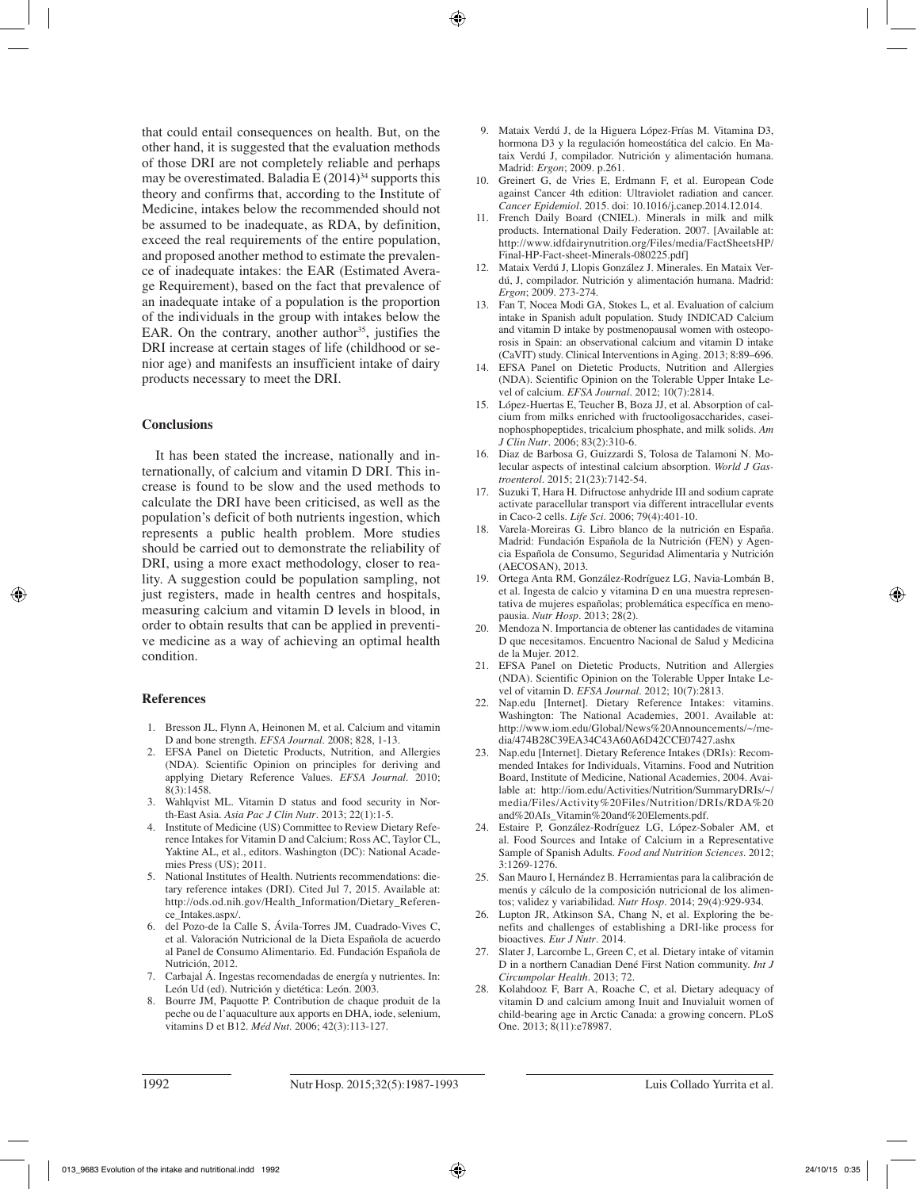that could entail consequences on health. But, on the other hand, it is suggested that the evaluation methods of those DRI are not completely reliable and perhaps may be overestimated. Baladia E (2014)[34] supports this theory and confirms that, according to the Institute of Medicine, intakes below the recommended should not be assumed to be inadequate, as RDA, by definition, exceed the real requirements of the entire population, and proposed another method to estimate the prevalence of inadequate intakes: the EAR (Estimated Average Requirement), based on the fact that prevalence of an inadequate intake of a population is the proportion of the individuals in the group with intakes below the EAR. On the contrary, another author[35], justifies the DRI increase at certain stages of life (childhood or senior age) and manifests an insufficient intake of dairy products necessary to meet the DRI.

## Conclusions

It has been stated the increase, nationally and internationally, of calcium and vitamin D DRI. This increase is found to be slow and the used methods to calculate the DRI have been criticised, as well as the population's deficit of both nutrients ingestion, which represents a public health problem. More studies should be carried out to demonstrate the reliability of DRI, using a more exact methodology, closer to reality. A suggestion could be population sampling, not just registers, made in health centres and hospitals, measuring calcium and vitamin D levels in blood, in order to obtain results that can be applied in preventive medicine as a way of achieving an optimal health condition.

## References

1. Bresson JL, Flynn A, Heinonen M, et al. Calcium and vitamin D and bone strength. *EFSA Journal*. 2008; 828, 1-13.
2. EFSA Panel on Dietetic Products, Nutrition, and Allergies (NDA). Scientific Opinion on principles for deriving and applying Dietary Reference Values. *EFSA Journal*. 2010; 8(3):1458.
3. Wahlqvist ML. Vitamin D status and food security in North-East Asia. *Asia Pac J Clin Nutr*. 2013; 22(1):1-5.
4. Institute of Medicine (US) Committee to Review Dietary Reference Intakes for Vitamin D and Calcium; Ross AC, Taylor CL, Yaktine AL, et al., editors. Washington (DC): National Academies Press (US); 2011.
5. National Institutes of Health. Nutrients recommendations: dietary reference intakes (DRI). Cited Jul 7, 2015. Available at: http://ods.od.nih.gov/Health_Information/Dietary_Reference_Intakes.aspx/.
6. del Pozo-de la Calle S, Ávila-Torres JM, Cuadrado-Vives C, et al. Valoración Nutricional de la Dieta Española de acuerdo al Panel de Consumo Alimentario. Ed. Fundación Española de Nutrición, 2012.
7. Carbajal Á. Ingestas recomendadas de energía y nutrientes. In: León Ud (ed). Nutrición y dietética: León. 2003.
8. Bourre JM, Paquotte P. Contribution de chaque produit de la peche ou de l'aquaculture aux apports en DHA, iode, selenium, vitamins D et B12. *Méd Nut*. 2006; 42(3):113-127.
9. Mataix Verdú J, de la Higuera López-Frías M. Vitamina D3, hormona D3 y la regulación homeostática del calcio. En Mataix Verdú J, compilador. Nutrición y alimentación humana. Madrid: *Ergon*; 2009. p.261.
10. Greinert G, de Vries E, Erdmann F, et al. European Code against Cancer 4th edition: Ultraviolet radiation and cancer. *Cancer Epidemiol*. 2015. doi: 10.1016/j.canep.2014.12.014.
11. French Daily Board (CNIEL). Minerals in milk and milk products. International Daily Federation. 2007. [Available at: http://www.idfdairynutrition.org/Files/media/FactSheetsHP/Final-HP-Fact-sheet-Minerals-080225.pdf]
12. Mataix Verdú J, Llopis González J. Minerales. En Mataix Verdú, J, compilador. Nutrición y alimentación humana. Madrid: *Ergon*; 2009. 273-274.
13. Fan T, Nocea Modi GA, Stokes L, et al. Evaluation of calcium intake in Spanish adult population. Study INDICAD Calcium and vitamin D intake by postmenopausal women with osteoporosis in Spain: an observational calcium and vitamin D intake (CaVIT) study. Clinical Interventions in Aging. 2013; 8:89–696.
14. EFSA Panel on Dietetic Products, Nutrition and Allergies (NDA). Scientific Opinion on the Tolerable Upper Intake Level of calcium. *EFSA Journal*. 2012; 10(7):2814.
15. López-Huertas E, Teucher B, Boza JJ, et al. Absorption of calcium from milks enriched with fructooligosaccharides, caseinophosphopeptides, tricalcium phosphate, and milk solids. *Am J Clin Nutr*. 2006; 83(2):310-6.
16. Diaz de Barbosa G, Guizzardi S, Tolosa de Talamoni N. Molecular aspects of intestinal calcium absorption. *World J Gastroenterol*. 2015; 21(23):7142-54.
17. Suzuki T, Hara H. Difructose anhydride III and sodium caprate activate paracellular transport via different intracellular events in Caco-2 cells. *Life Sci*. 2006; 79(4):401-10.
18. Varela-Moreiras G. Libro blanco de la nutrición en España. Madrid: Fundación Española de la Nutrición (FEN) y Agencia Española de Consumo, Seguridad Alimentaria y Nutrición (AECOSAN), 2013.
19. Ortega Anta RM, González-Rodríguez LG, Navia-Lombán B, et al. Ingesta de calcio y vitamina D en una muestra representativa de mujeres españolas; problemática específica en menopausia. *Nutr Hosp*. 2013; 28(2).
20. Mendoza N. Importancia de obtener las cantidades de vitamina D que necesitamos. Encuentro Nacional de Salud y Medicina de la Mujer. 2012.
21. EFSA Panel on Dietetic Products, Nutrition and Allergies (NDA). Scientific Opinion on the Tolerable Upper Intake Level of vitamin D. *EFSA Journal*. 2012; 10(7):2813.
22. Nap.edu [Internet]. Dietary Reference Intakes: vitamins. Washington: The National Academies, 2001. Available at: http://www.iom.edu/Global/News%20Announcements/~/media/474B28C39EA34C43A60A6D42CCE07427.ashx
23. Nap.edu [Internet]. Dietary Reference Intakes (DRIs): Recommended Intakes for Individuals, Vitamins. Food and Nutrition Board, Institute of Medicine, National Academies, 2004. Available at: http://iom.edu/Activities/Nutrition/SummaryDRIs/~/media/Files/Activity%20Files/Nutrition/DRIs/RDA%20and%20AIs_Vitamin%20and%20Elements.pdf.
24. Estaire P, González-Rodríguez LG, López-Sobaler AM, et al. Food Sources and Intake of Calcium in a Representative Sample of Spanish Adults. *Food and Nutrition Sciences*. 2012; 3:1269-1276.
25. San Mauro I, Hernández B. Herramientas para la calibración de menús y cálculo de la composición nutricional de los alimentos; validez y variabilidad. *Nutr Hosp*. 2014; 29(4):929-934.
26. Lupton JR, Atkinson SA, Chang N, et al. Exploring the benefits and challenges of establishing a DRI-like process for bioactives. *Eur J Nutr*. 2014.
27. Slater J, Larcombe L, Green C, et al. Dietary intake of vitamin D in a northern Canadian Dené First Nation community. *Int J Circumpolar Health*. 2013; 72.
28. Kolahdooz F, Barr A, Roache C, et al. Dietary adequacy of vitamin D and calcium among Inuit and Inuvialuit women of child-bearing age in Arctic Canada: a growing concern. PLoS One. 2013; 8(11):e78987.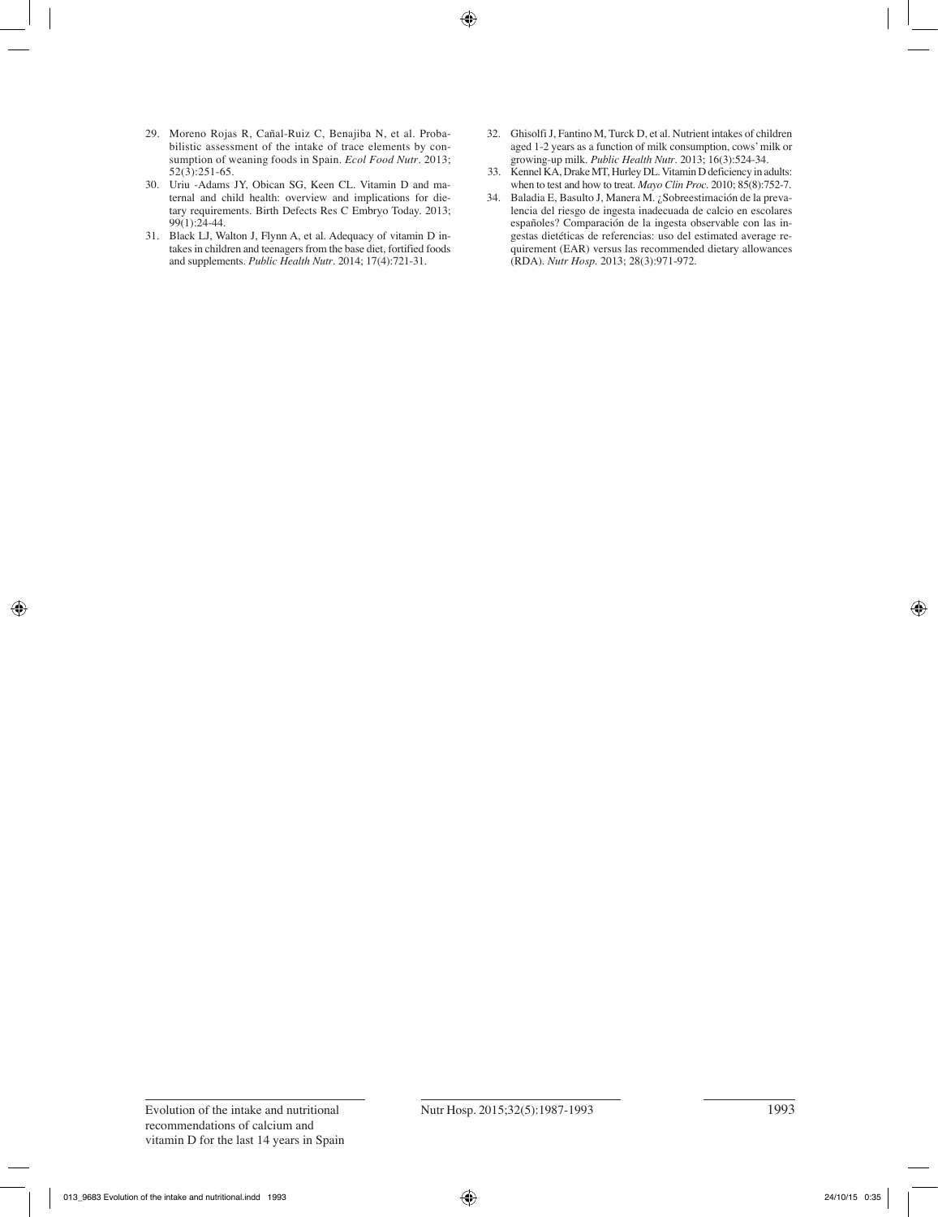29. Moreno Rojas R, Cañal-Ruiz C, Benajiba N, et al. Probabilistic assessment of the intake of trace elements by consumption of weaning foods in Spain. *Ecol Food Nutr*. 2013; 52(3):251-65.
30. Uriu -Adams JY, Obican SG, Keen CL. Vitamin D and maternal and child health: overview and implications for dietary requirements. Birth Defects Res C Embryo Today. 2013; 99(1):24-44.
31. Black LJ, Walton J, Flynn A, et al. Adequacy of vitamin D intakes in children and teenagers from the base diet, fortified foods and supplements. *Public Health Nutr*. 2014; 17(4):721-31.
32. Ghisolfi J, Fantino M, Turck D, et al. Nutrient intakes of children aged 1-2 years as a function of milk consumption, cows' milk or growing-up milk. *Public Health Nutr*. 2013; 16(3):524-34.
33. Kennel KA, Drake MT, Hurley DL. Vitamin D deficiency in adults: when to test and how to treat. *Mayo Clin Proc*. 2010; 85(8):752-7.
34. Baladia E, Basulto J, Manera M. ¿Sobreestimación de la prevalencia del riesgo de ingesta inadecuada de calcio en escolares españoles? Comparación de la ingesta observable con las ingestas dietéticas de referencias: uso del estimated average requirement (EAR) versus las recommended dietary allowances (RDA). *Nutr Hosp*. 2013; 28(3):971-972.